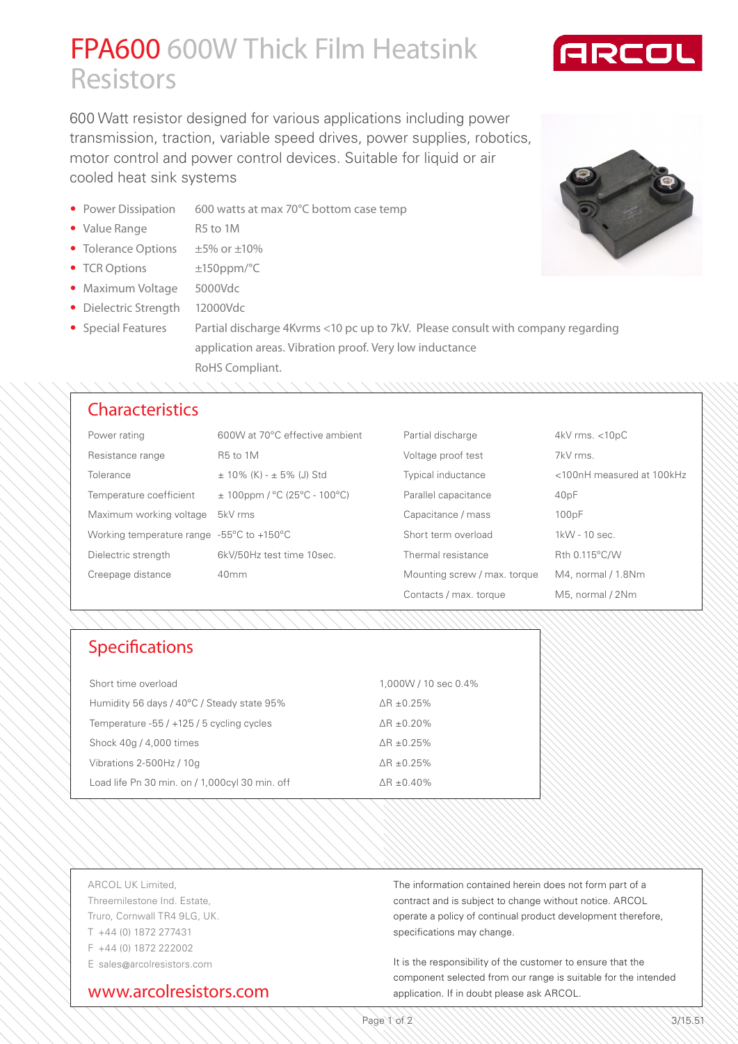# FPA600 600W Thick Film Heatsink Resistors

600 Watt resistor designed for various applications including power transmission, traction, variable speed drives, power supplies, robotics, motor control and power control devices. Suitable for liquid or air cooled heat sink systems

- Power Dissipation — 600 watts at max 70°C bottom case temp
- Value Range — R5 to 1M
- Tolerance Options — ±5% or ±10%
- TCR Options — ±150ppm/°C
- Maximum Voltage — 5000Vdc
- Dielectric Strength — 12000Vdc
- Special Features — Partial discharge 4Kvrms <10 pc up to 7kV. Please consult with company regarding application areas. Vibration proof. Very low inductance  
  RoHS Compliant.

## Characteristics

| | | | |
|---|---|---|---|
| Power rating | 600W at 70°C effective ambient | Partial discharge | 4kV rms. <10pC |
| Resistance range | R5 to 1M | Voltage proof test | 7kV rms. |
| Tolerance | ± 10% (K) - ± 5% (J) Std | Typical inductance | <100nH measured at 100kHz |
| Temperature coefficient | ± 100ppm / °C (25°C - 100°C) | Parallel capacitance | 40pF |
| Maximum working voltage | 5kV rms | Capacitance / mass | 100pF |
| Working temperature range | -55°C to +150°C | Short term overload | 1kW - 10 sec. |
| Dielectric strength | 6kV/50Hz test time 10sec. | Thermal resistance | Rth 0.115°C/W |
| Creepage distance | 40mm | Mounting screw / max. torque | M4, normal / 1.8Nm |
| | | Contacts / max. torque | M5, normal / 2Nm |

## Specifications

| | |
|---|---|
| Short time overload | 1,000W / 10 sec 0.4% |
| Humidity 56 days / 40°C / Steady state 95% | ΔR ±0.25% |
| Temperature -55 / +125 / 5 cycling cycles | ΔR ±0.20% |
| Shock 40g / 4,000 times | ΔR ±0.25% |
| Vibrations 2-500Hz / 10g | ΔR ±0.25% |
| Load life Pn 30 min. on / 1,000cyl 30 min. off | ΔR ±0.40% |

ARCOL UK Limited,  
Threemilestone Ind. Estate,  
Truro, Cornwall TR4 9LG, UK.  
T +44 (0) 1872 277431  
F +44 (0) 1872 222002  
E sales@arcolresistors.com

www.arcolresistors.com

The information contained herein does not form part of a contract and is subject to change without notice. ARCOL operate a policy of continual product development therefore, specifications may change.

It is the responsibility of the customer to ensure that the component selected from our range is suitable for the intended application. If in doubt please ask ARCOL.

3/15.51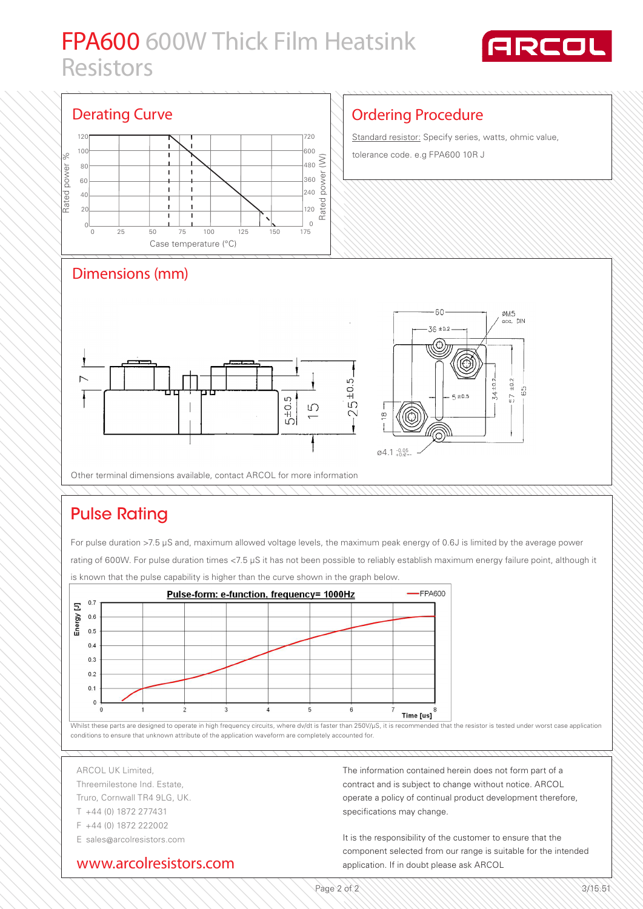# FPA600 600W Thick Film Heatsink Resistors

## Derating Curve

Rated power %
120
100
80
60
40
20
0
0 25 50 75 100 125 150 175
Case temperature (°C)
Rated power (W)
720
600
480
360
240
120
0

## Ordering Procedure

Standard resistor: Specify series, watts, ohmic value, tolerance code. e.g FPA600 10R J

## Dimensions (mm)

7
5±0.5
15
25±0.5
60
36 ±0.2
øM5 acc. DIN
5 ±0.5
34 ±0.2
57 ±0.2
65
18
ø4.1 +0.05 / +0.2

Other terminal dimensions available, contact ARCOL for more information

## Pulse Rating

For pulse duration >7.5 µS and, maximum allowed voltage levels, the maximum peak energy of 0.6J is limited by the average power rating of 600W. For pulse duration times <7.5 µS it has not been possible to reliably establish maximum energy failure point, although it is known that the pulse capability is higher than the curve shown in the graph below.

Pulse-form: e-function, frequency= 1000Hz
FPA600
Energy [J]
0.7
0.6
0.5
0.4
0.3
0.2
0.1
0
0 1 2 3 4 5 6 7 8
Time [us]

Whilst these parts are designed to operate in high frequency circuits, where dv/dt is faster than 250V/µS, it is recommended that the resistor is tested under worst case application conditions to ensure that unknown attribute of the application waveform are completely accounted for.

ARCOL UK Limited,
Threemilestone Ind. Estate,
Truro, Cornwall TR4 9LG, UK.
T +44 (0) 1872 277431
F +44 (0) 1872 222002
E sales@arcolresistors.com

www.arcolresistors.com

The information contained herein does not form part of a contract and is subject to change without notice. ARCOL operate a policy of continual product development therefore, specifications may change.

It is the responsibility of the customer to ensure that the component selected from our range is suitable for the intended application. If in doubt please ask ARCOL

3/15.51